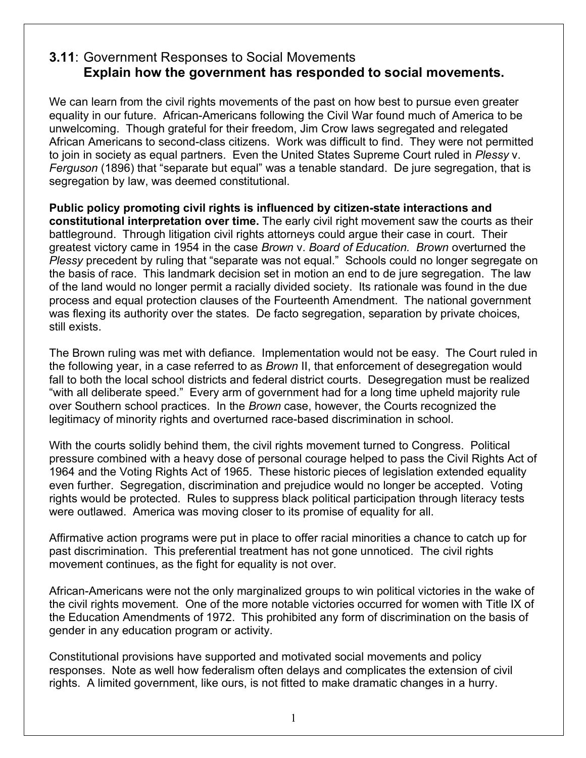## **3.11**: Government Responses to Social Movements
### **Explain how the government has responded to social movements.**

We can learn from the civil rights movements of the past on how best to pursue even greater equality in our future. African-Americans following the Civil War found much of America to be unwelcoming. Though grateful for their freedom, Jim Crow laws segregated and relegated African Americans to second-class citizens. Work was difficult to find. They were not permitted to join in society as equal partners. Even the United States Supreme Court ruled in *Plessy* v. *Ferguson* (1896) that "separate but equal" was a tenable standard. De jure segregation, that is segregation by law, was deemed constitutional.

**Public policy promoting civil rights is influenced by citizen-state interactions and constitutional interpretation over time.** The early civil right movement saw the courts as their battleground. Through litigation civil rights attorneys could argue their case in court. Their greatest victory came in 1954 in the case *Brown* v. *Board of Education. Brown* overturned the *Plessy* precedent by ruling that "separate was not equal." Schools could no longer segregate on the basis of race. This landmark decision set in motion an end to de jure segregation. The law of the land would no longer permit a racially divided society. Its rationale was found in the due process and equal protection clauses of the Fourteenth Amendment. The national government was flexing its authority over the states. De facto segregation, separation by private choices, still exists.

The Brown ruling was met with defiance. Implementation would not be easy. The Court ruled in the following year, in a case referred to as *Brown* II, that enforcement of desegregation would fall to both the local school districts and federal district courts. Desegregation must be realized "with all deliberate speed." Every arm of government had for a long time upheld majority rule over Southern school practices. In the *Brown* case, however, the Courts recognized the legitimacy of minority rights and overturned race-based discrimination in school.

With the courts solidly behind them, the civil rights movement turned to Congress. Political pressure combined with a heavy dose of personal courage helped to pass the Civil Rights Act of 1964 and the Voting Rights Act of 1965. These historic pieces of legislation extended equality even further. Segregation, discrimination and prejudice would no longer be accepted. Voting rights would be protected. Rules to suppress black political participation through literacy tests were outlawed. America was moving closer to its promise of equality for all.

Affirmative action programs were put in place to offer racial minorities a chance to catch up for past discrimination. This preferential treatment has not gone unnoticed. The civil rights movement continues, as the fight for equality is not over.

African-Americans were not the only marginalized groups to win political victories in the wake of the civil rights movement. One of the more notable victories occurred for women with Title IX of the Education Amendments of 1972. This prohibited any form of discrimination on the basis of gender in any education program or activity.

Constitutional provisions have supported and motivated social movements and policy responses. Note as well how federalism often delays and complicates the extension of civil rights. A limited government, like ours, is not fitted to make dramatic changes in a hurry.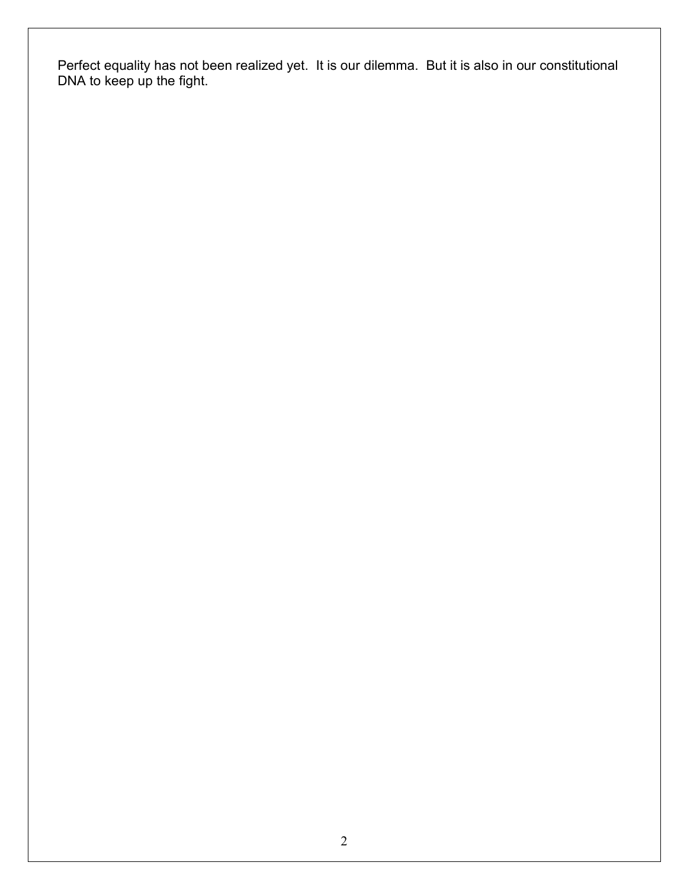Perfect equality has not been realized yet. It is our dilemma. But it is also in our constitutional DNA to keep up the fight.